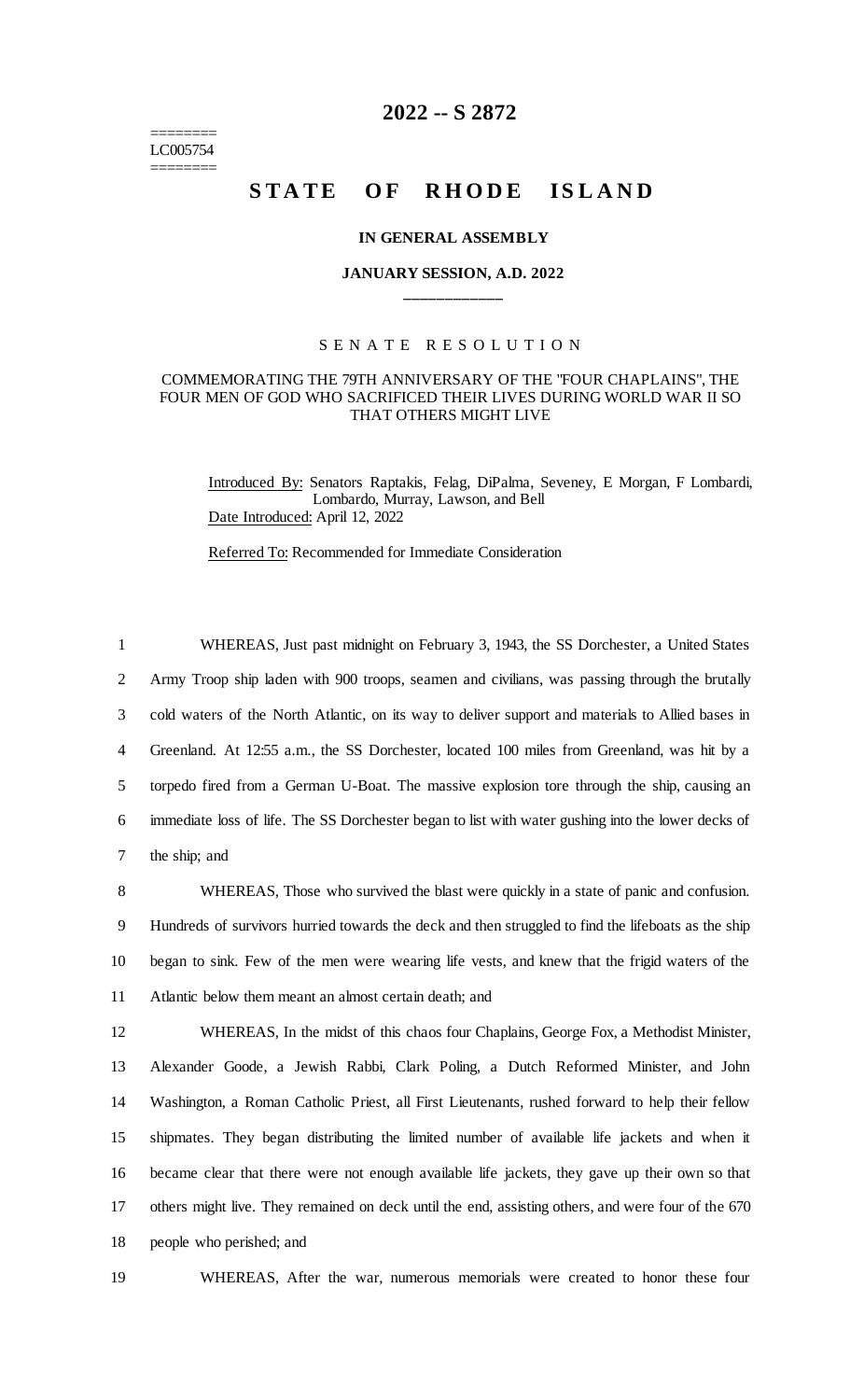========
LC005754
========

# 2022 -- S 2872

# STATE OF RHODE ISLAND

**IN GENERAL ASSEMBLY**

**JANUARY SESSION, A.D. 2022**

____________

S E N A T E   R E S O L U T I O N

COMMEMORATING THE 79TH ANNIVERSARY OF THE "FOUR CHAPLAINS", THE FOUR MEN OF GOD WHO SACRIFICED THEIR LIVES DURING WORLD WAR II SO THAT OTHERS MIGHT LIVE

Introduced By: Senators Raptakis, Felag, DiPalma, Seveney, E Morgan, F Lombardi, Lombardo, Murray, Lawson, and Bell

Date Introduced: April 12, 2022

Referred To: Recommended for Immediate Consideration

1 WHEREAS, Just past midnight on February 3, 1943, the SS Dorchester, a United States
2 Army Troop ship laden with 900 troops, seamen and civilians, was passing through the brutally
3 cold waters of the North Atlantic, on its way to deliver support and materials to Allied bases in
4 Greenland. At 12:55 a.m., the SS Dorchester, located 100 miles from Greenland, was hit by a
5 torpedo fired from a German U-Boat. The massive explosion tore through the ship, causing an
6 immediate loss of life. The SS Dorchester began to list with water gushing into the lower decks of
7 the ship; and

8 WHEREAS, Those who survived the blast were quickly in a state of panic and confusion.
9 Hundreds of survivors hurried towards the deck and then struggled to find the lifeboats as the ship
10 began to sink. Few of the men were wearing life vests, and knew that the frigid waters of the
11 Atlantic below them meant an almost certain death; and

12 WHEREAS, In the midst of this chaos four Chaplains, George Fox, a Methodist Minister,
13 Alexander Goode, a Jewish Rabbi, Clark Poling, a Dutch Reformed Minister, and John
14 Washington, a Roman Catholic Priest, all First Lieutenants, rushed forward to help their fellow
15 shipmates. They began distributing the limited number of available life jackets and when it
16 became clear that there were not enough available life jackets, they gave up their own so that
17 others might live. They remained on deck until the end, assisting others, and were four of the 670
18 people who perished; and

19 WHEREAS, After the war, numerous memorials were created to honor these four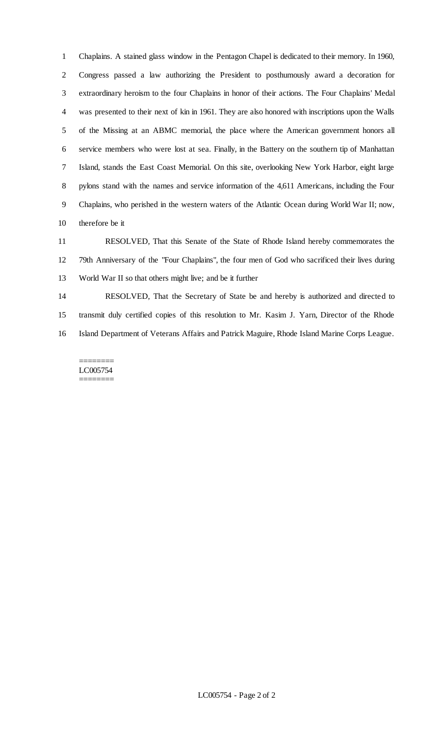Chaplains. A stained glass window in the Pentagon Chapel is dedicated to their memory. In 1960, Congress passed a law authorizing the President to posthumously award a decoration for extraordinary heroism to the four Chaplains in honor of their actions. The Four Chaplains' Medal was presented to their next of kin in 1961. They are also honored with inscriptions upon the Walls of the Missing at an ABMC memorial, the place where the American government honors all service members who were lost at sea. Finally, in the Battery on the southern tip of Manhattan Island, stands the East Coast Memorial. On this site, overlooking New York Harbor, eight large pylons stand with the names and service information of the 4,611 Americans, including the Four Chaplains, who perished in the western waters of the Atlantic Ocean during World War II; now, therefore be it

RESOLVED, That this Senate of the State of Rhode Island hereby commemorates the 79th Anniversary of the "Four Chaplains", the four men of God who sacrificed their lives during World War II so that others might live; and be it further

RESOLVED, That the Secretary of State be and hereby is authorized and directed to transmit duly certified copies of this resolution to Mr. Kasim J. Yarn, Director of the Rhode Island Department of Veterans Affairs and Patrick Maguire, Rhode Island Marine Corps League.

========
LC005754
========